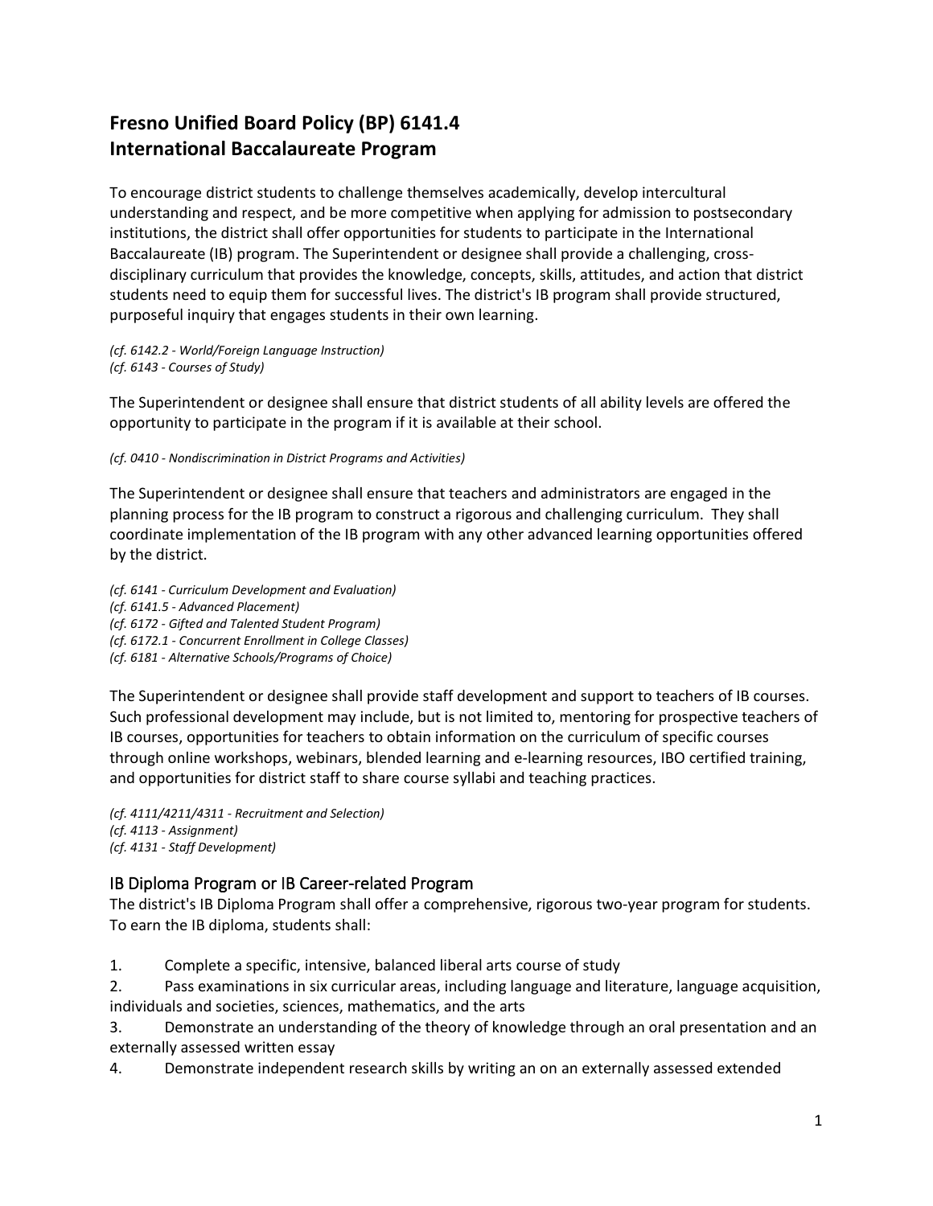# Fresno Unified Board Policy (BP) 6141.4
# International Baccalaureate Program

To encourage district students to challenge themselves academically, develop intercultural understanding and respect, and be more competitive when applying for admission to postsecondary institutions, the district shall offer opportunities for students to participate in the International Baccalaureate (IB) program. The Superintendent or designee shall provide a challenging, cross-disciplinary curriculum that provides the knowledge, concepts, skills, attitudes, and action that district students need to equip them for successful lives. The district's IB program shall provide structured, purposeful inquiry that engages students in their own learning.

*(cf. 6142.2 - World/Foreign Language Instruction)*
*(cf. 6143 - Courses of Study)*

The Superintendent or designee shall ensure that district students of all ability levels are offered the opportunity to participate in the program if it is available at their school.

*(cf. 0410 - Nondiscrimination in District Programs and Activities)*

The Superintendent or designee shall ensure that teachers and administrators are engaged in the planning process for the IB program to construct a rigorous and challenging curriculum. They shall coordinate implementation of the IB program with any other advanced learning opportunities offered by the district.

*(cf. 6141 - Curriculum Development and Evaluation)*
*(cf. 6141.5 - Advanced Placement)*
*(cf. 6172 - Gifted and Talented Student Program)*
*(cf. 6172.1 - Concurrent Enrollment in College Classes)*
*(cf. 6181 - Alternative Schools/Programs of Choice)*

The Superintendent or designee shall provide staff development and support to teachers of IB courses. Such professional development may include, but is not limited to, mentoring for prospective teachers of IB courses, opportunities for teachers to obtain information on the curriculum of specific courses through online workshops, webinars, blended learning and e-learning resources, IBO certified training, and opportunities for district staff to share course syllabi and teaching practices.

*(cf. 4111/4211/4311 - Recruitment and Selection)*
*(cf. 4113 - Assignment)*
*(cf. 4131 - Staff Development)*

## IB Diploma Program or IB Career-related Program

The district's IB Diploma Program shall offer a comprehensive, rigorous two-year program for students. To earn the IB diploma, students shall:

1. Complete a specific, intensive, balanced liberal arts course of study
2. Pass examinations in six curricular areas, including language and literature, language acquisition, individuals and societies, sciences, mathematics, and the arts
3. Demonstrate an understanding of the theory of knowledge through an oral presentation and an externally assessed written essay
4. Demonstrate independent research skills by writing an on an externally assessed extended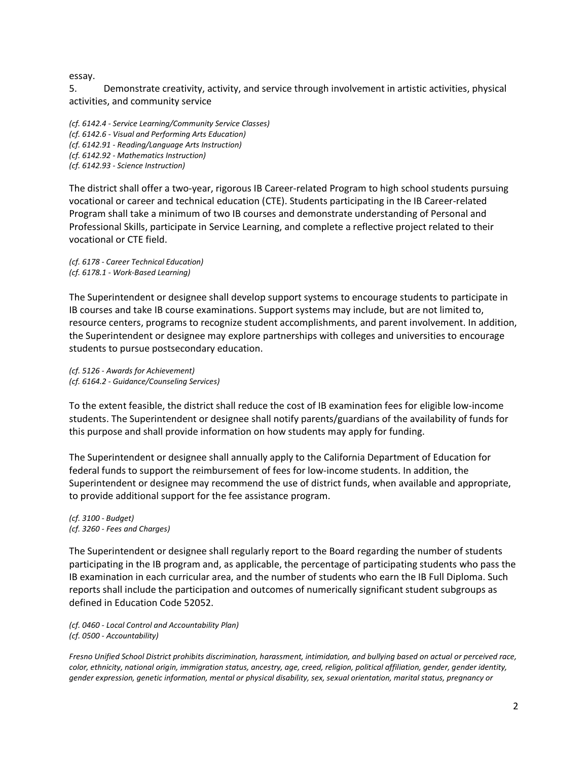essay.

5. Demonstrate creativity, activity, and service through involvement in artistic activities, physical activities, and community service

*(cf. 6142.4 - Service Learning/Community Service Classes)*
*(cf. 6142.6 - Visual and Performing Arts Education)*
*(cf. 6142.91 - Reading/Language Arts Instruction)*
*(cf. 6142.92 - Mathematics Instruction)*
*(cf. 6142.93 - Science Instruction)*

The district shall offer a two-year, rigorous IB Career-related Program to high school students pursuing vocational or career and technical education (CTE). Students participating in the IB Career-related Program shall take a minimum of two IB courses and demonstrate understanding of Personal and Professional Skills, participate in Service Learning, and complete a reflective project related to their vocational or CTE field.

*(cf. 6178 - Career Technical Education)*
*(cf. 6178.1 - Work-Based Learning)*

The Superintendent or designee shall develop support systems to encourage students to participate in IB courses and take IB course examinations. Support systems may include, but are not limited to, resource centers, programs to recognize student accomplishments, and parent involvement. In addition, the Superintendent or designee may explore partnerships with colleges and universities to encourage students to pursue postsecondary education.

*(cf. 5126 - Awards for Achievement)*
*(cf. 6164.2 - Guidance/Counseling Services)*

To the extent feasible, the district shall reduce the cost of IB examination fees for eligible low-income students. The Superintendent or designee shall notify parents/guardians of the availability of funds for this purpose and shall provide information on how students may apply for funding.

The Superintendent or designee shall annually apply to the California Department of Education for federal funds to support the reimbursement of fees for low-income students. In addition, the Superintendent or designee may recommend the use of district funds, when available and appropriate, to provide additional support for the fee assistance program.

*(cf. 3100 - Budget)*
*(cf. 3260 - Fees and Charges)*

The Superintendent or designee shall regularly report to the Board regarding the number of students participating in the IB program and, as applicable, the percentage of participating students who pass the IB examination in each curricular area, and the number of students who earn the IB Full Diploma. Such reports shall include the participation and outcomes of numerically significant student subgroups as defined in Education Code 52052.

*(cf. 0460 - Local Control and Accountability Plan)*
*(cf. 0500 - Accountability)*

*Fresno Unified School District prohibits discrimination, harassment, intimidation, and bullying based on actual or perceived race, color, ethnicity, national origin, immigration status, ancestry, age, creed, religion, political affiliation, gender, gender identity, gender expression, genetic information, mental or physical disability, sex, sexual orientation, marital status, pregnancy or*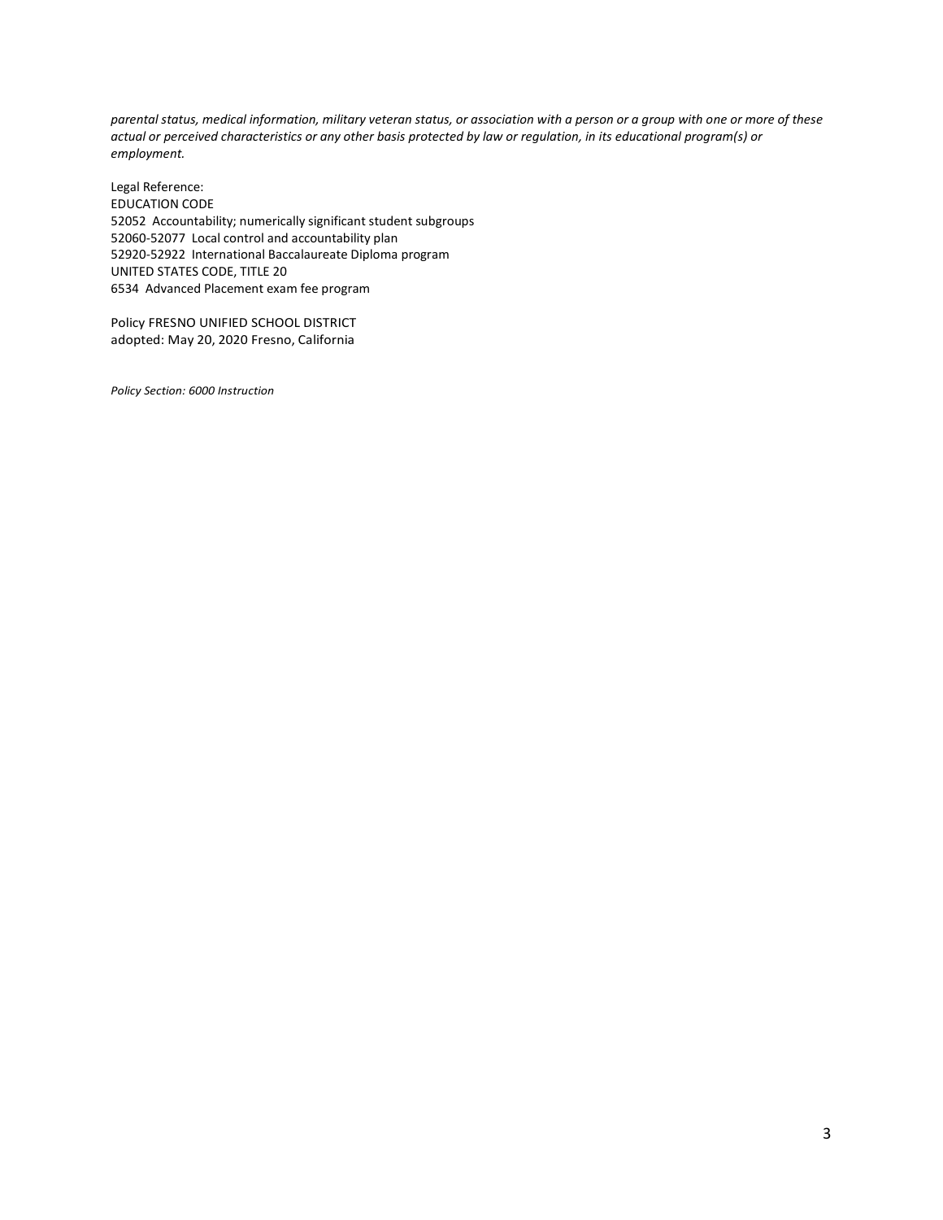*parental status, medical information, military veteran status, or association with a person or a group with one or more of these actual or perceived characteristics or any other basis protected by law or regulation, in its educational program(s) or employment.*

Legal Reference:
EDUCATION CODE
52052 Accountability; numerically significant student subgroups
52060-52077 Local control and accountability plan
52920-52922 International Baccalaureate Diploma program
UNITED STATES CODE, TITLE 20
6534 Advanced Placement exam fee program

Policy FRESNO UNIFIED SCHOOL DISTRICT
adopted: May 20, 2020 Fresno, California

*Policy Section: 6000 Instruction*